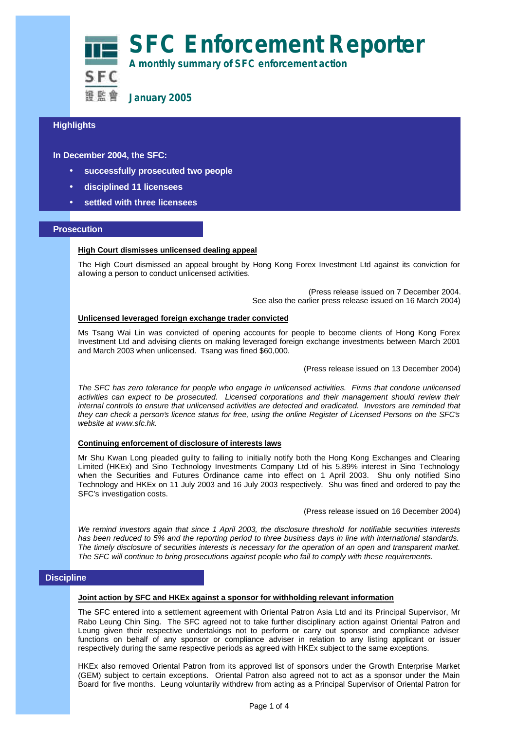# SFC Enforcement Reporter

**A monthly summary of SFC enforcement action**

SFC 證監會

**January 2005**

## Highlights

**In December 2004, the SFC:**

- **successfully prosecuted two people**
- **disciplined 11 licensees**
- **settled with three licensees**

## Prosecution

### High Court dismisses unlicensed dealing appeal

The High Court dismissed an appeal brought by Hong Kong Forex Investment Ltd against its conviction for allowing a person to conduct unlicensed activities.

(Press release issued on 7 December 2004.  
See also the earlier press release issued on 16 March 2004)

### Unlicensed leveraged foreign exchange trader convicted

Ms Tsang Wai Lin was convicted of opening accounts for people to become clients of Hong Kong Forex Investment Ltd and advising clients on making leveraged foreign exchange investments between March 2001 and March 2003 when unlicensed. Tsang was fined $60,000.

(Press release issued on 13 December 2004)

*The SFC has zero tolerance for people who engage in unlicensed activities. Firms that condone unlicensed activities can expect to be prosecuted. Licensed corporations and their management should review their internal controls to ensure that unlicensed activities are detected and eradicated. Investors are reminded that they can check a person's licence status for free, using the online Register of Licensed Persons on the SFC's website at www.sfc.hk.*

### Continuing enforcement of disclosure of interests laws

Mr Shu Kwan Long pleaded guilty to failing to initially notify both the Hong Kong Exchanges and Clearing Limited (HKEx) and Sino Technology Investments Company Ltd of his 5.89% interest in Sino Technology when the Securities and Futures Ordinance came into effect on 1 April 2003. Shu only notified Sino Technology and HKEx on 11 July 2003 and 16 July 2003 respectively. Shu was fined and ordered to pay the SFC's investigation costs.

(Press release issued on 16 December 2004)

*We remind investors again that since 1 April 2003, the disclosure threshold for notifiable securities interests has been reduced to 5% and the reporting period to three business days in line with international standards. The timely disclosure of securities interests is necessary for the operation of an open and transparent market. The SFC will continue to bring prosecutions against people who fail to comply with these requirements.*

## Discipline

### Joint action by SFC and HKEx against a sponsor for withholding relevant information

The SFC entered into a settlement agreement with Oriental Patron Asia Ltd and its Principal Supervisor, Mr Rabo Leung Chin Sing. The SFC agreed not to take further disciplinary action against Oriental Patron and Leung given their respective undertakings not to perform or carry out sponsor and compliance adviser functions on behalf of any sponsor or compliance adviser in relation to any listing applicant or issuer respectively during the same respective periods as agreed with HKEx subject to the same exceptions.

HKEx also removed Oriental Patron from its approved list of sponsors under the Growth Enterprise Market (GEM) subject to certain exceptions. Oriental Patron also agreed not to act as a sponsor under the Main Board for five months. Leung voluntarily withdrew from acting as a Principal Supervisor of Oriental Patron for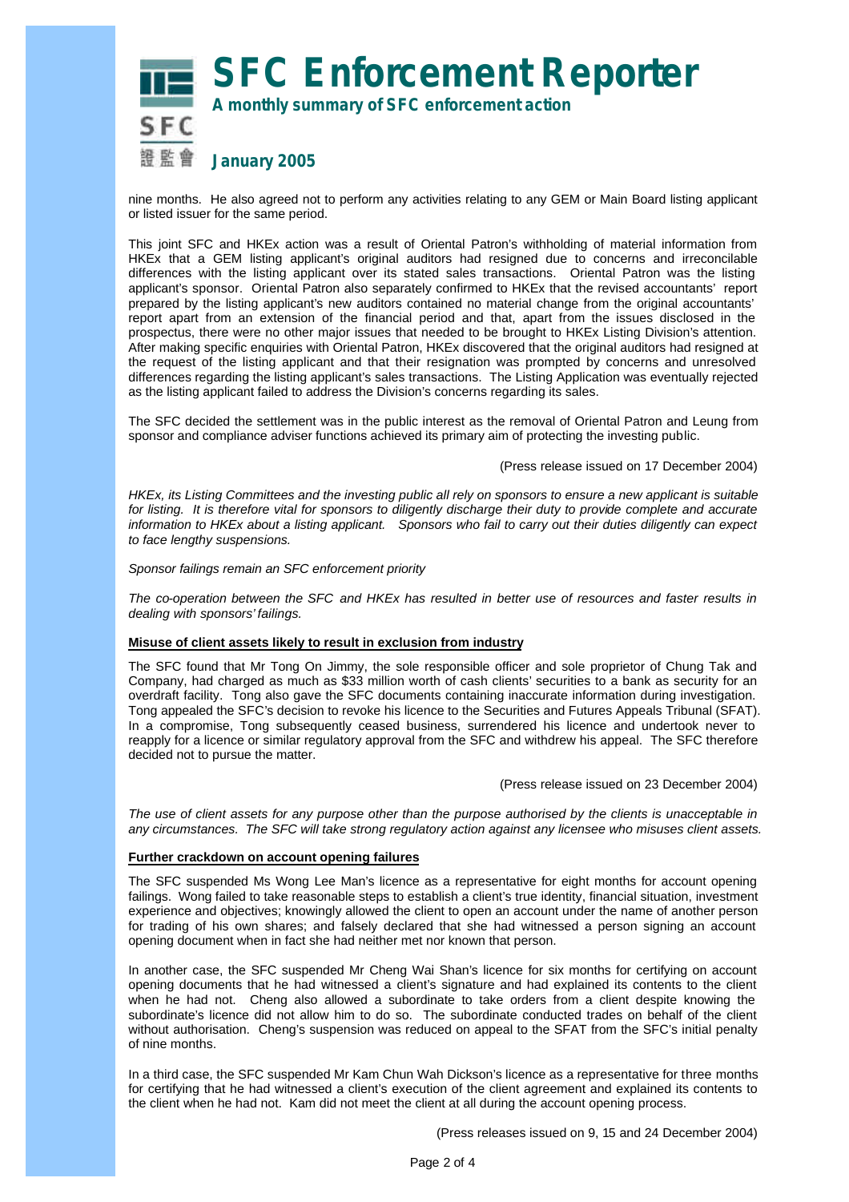nine months. He also agreed not to perform any activities relating to any GEM or Main Board listing applicant or listed issuer for the same period.

This joint SFC and HKEx action was a result of Oriental Patron's withholding of material information from HKEx that a GEM listing applicant's original auditors had resigned due to concerns and irreconcilable differences with the listing applicant over its stated sales transactions. Oriental Patron was the listing applicant's sponsor. Oriental Patron also separately confirmed to HKEx that the revised accountants' report prepared by the listing applicant's new auditors contained no material change from the original accountants' report apart from an extension of the financial period and that, apart from the issues disclosed in the prospectus, there were no other major issues that needed to be brought to HKEx Listing Division's attention. After making specific enquiries with Oriental Patron, HKEx discovered that the original auditors had resigned at the request of the listing applicant and that their resignation was prompted by concerns and unresolved differences regarding the listing applicant's sales transactions. The Listing Application was eventually rejected as the listing applicant failed to address the Division's concerns regarding its sales.

The SFC decided the settlement was in the public interest as the removal of Oriental Patron and Leung from sponsor and compliance adviser functions achieved its primary aim of protecting the investing public.

(Press release issued on 17 December 2004)

*HKEx, its Listing Committees and the investing public all rely on sponsors to ensure a new applicant is suitable for listing. It is therefore vital for sponsors to diligently discharge their duty to provide complete and accurate information to HKEx about a listing applicant. Sponsors who fail to carry out their duties diligently can expect to face lengthy suspensions.*

*Sponsor failings remain an SFC enforcement priority*

*The co-operation between the SFC and HKEx has resulted in better use of resources and faster results in dealing with sponsors' failings.*

**Misuse of client assets likely to result in exclusion from industry**

The SFC found that Mr Tong On Jimmy, the sole responsible officer and sole proprietor of Chung Tak and Company, had charged as much as $33 million worth of cash clients' securities to a bank as security for an overdraft facility. Tong also gave the SFC documents containing inaccurate information during investigation. Tong appealed the SFC's decision to revoke his licence to the Securities and Futures Appeals Tribunal (SFAT). In a compromise, Tong subsequently ceased business, surrendered his licence and undertook never to reapply for a licence or similar regulatory approval from the SFC and withdrew his appeal. The SFC therefore decided not to pursue the matter.

(Press release issued on 23 December 2004)

*The use of client assets for any purpose other than the purpose authorised by the clients is unacceptable in any circumstances. The SFC will take strong regulatory action against any licensee who misuses client assets.*

**Further crackdown on account opening failures**

The SFC suspended Ms Wong Lee Man's licence as a representative for eight months for account opening failings. Wong failed to take reasonable steps to establish a client's true identity, financial situation, investment experience and objectives; knowingly allowed the client to open an account under the name of another person for trading of his own shares; and falsely declared that she had witnessed a person signing an account opening document when in fact she had neither met nor known that person.

In another case, the SFC suspended Mr Cheng Wai Shan's licence for six months for certifying on account opening documents that he had witnessed a client's signature and had explained its contents to the client when he had not. Cheng also allowed a subordinate to take orders from a client despite knowing the subordinate's licence did not allow him to do so. The subordinate conducted trades on behalf of the client without authorisation. Cheng's suspension was reduced on appeal to the SFAT from the SFC's initial penalty of nine months.

In a third case, the SFC suspended Mr Kam Chun Wah Dickson's licence as a representative for three months for certifying that he had witnessed a client's execution of the client agreement and explained its contents to the client when he had not. Kam did not meet the client at all during the account opening process.

(Press releases issued on 9, 15 and 24 December 2004)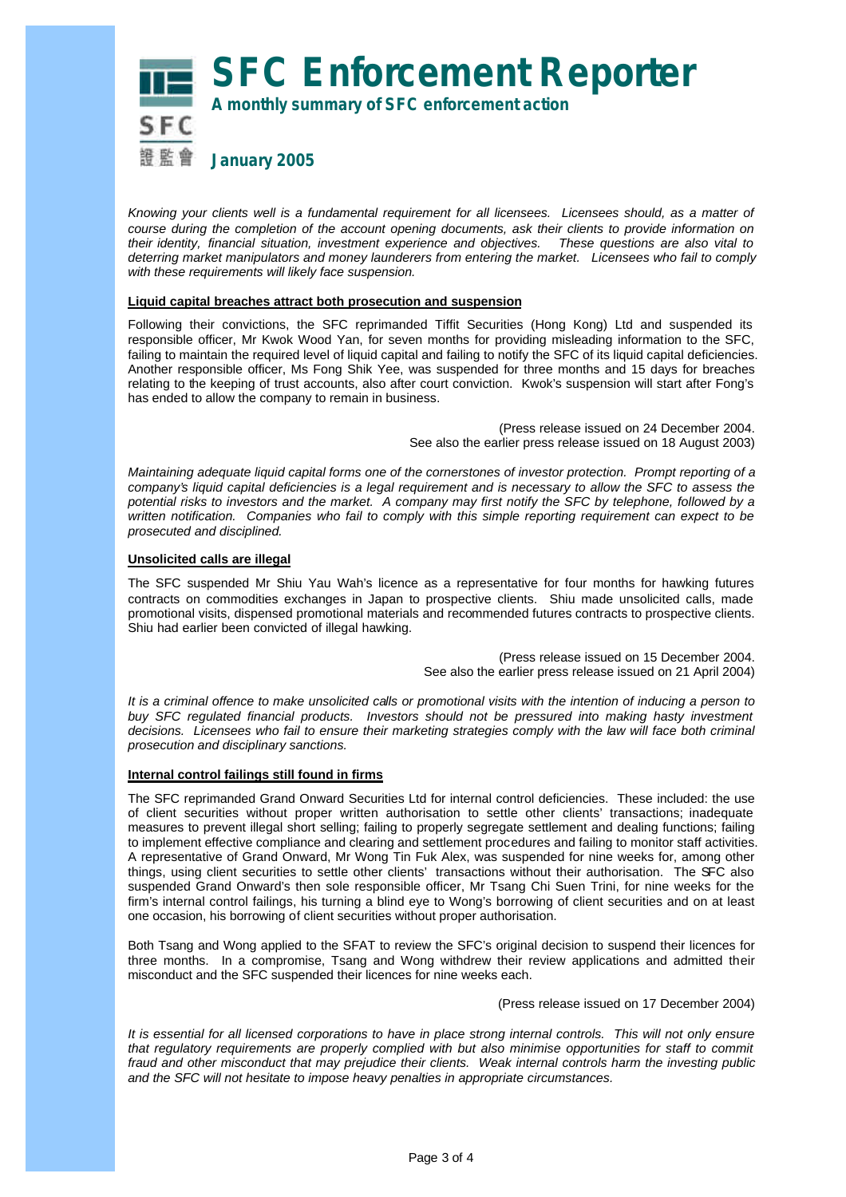# SFC Enforcement Reporter

**A monthly summary of SFC enforcement action**

**January 2005**

*Knowing your clients well is a fundamental requirement for all licensees. Licensees should, as a matter of course during the completion of the account opening documents, ask their clients to provide information on their identity, financial situation, investment experience and objectives. These questions are also vital to deterring market manipulators and money launderers from entering the market. Licensees who fail to comply with these requirements will likely face suspension.*

**Liquid capital breaches attract both prosecution and suspension**

Following their convictions, the SFC reprimanded Tiffit Securities (Hong Kong) Ltd and suspended its responsible officer, Mr Kwok Wood Yan, for seven months for providing misleading information to the SFC, failing to maintain the required level of liquid capital and failing to notify the SFC of its liquid capital deficiencies. Another responsible officer, Ms Fong Shik Yee, was suspended for three months and 15 days for breaches relating to the keeping of trust accounts, also after court conviction. Kwok's suspension will start after Fong's has ended to allow the company to remain in business.

(Press release issued on 24 December 2004.
See also the earlier press release issued on 18 August 2003)

*Maintaining adequate liquid capital forms one of the cornerstones of investor protection. Prompt reporting of a company's liquid capital deficiencies is a legal requirement and is necessary to allow the SFC to assess the potential risks to investors and the market. A company may first notify the SFC by telephone, followed by a written notification. Companies who fail to comply with this simple reporting requirement can expect to be prosecuted and disciplined.*

**Unsolicited calls are illegal**

The SFC suspended Mr Shiu Yau Wah's licence as a representative for four months for hawking futures contracts on commodities exchanges in Japan to prospective clients. Shiu made unsolicited calls, made promotional visits, dispensed promotional materials and recommended futures contracts to prospective clients. Shiu had earlier been convicted of illegal hawking.

(Press release issued on 15 December 2004.
See also the earlier press release issued on 21 April 2004)

*It is a criminal offence to make unsolicited calls or promotional visits with the intention of inducing a person to buy SFC regulated financial products. Investors should not be pressured into making hasty investment decisions. Licensees who fail to ensure their marketing strategies comply with the law will face both criminal prosecution and disciplinary sanctions.*

**Internal control failings still found in firms**

The SFC reprimanded Grand Onward Securities Ltd for internal control deficiencies. These included: the use of client securities without proper written authorisation to settle other clients' transactions; inadequate measures to prevent illegal short selling; failing to properly segregate settlement and dealing functions; failing to implement effective compliance and clearing and settlement procedures and failing to monitor staff activities. A representative of Grand Onward, Mr Wong Tin Fuk Alex, was suspended for nine weeks for, among other things, using client securities to settle other clients' transactions without their authorisation. The SFC also suspended Grand Onward's then sole responsible officer, Mr Tsang Chi Suen Trini, for nine weeks for the firm's internal control failings, his turning a blind eye to Wong's borrowing of client securities and on at least one occasion, his borrowing of client securities without proper authorisation.

Both Tsang and Wong applied to the SFAT to review the SFC's original decision to suspend their licences for three months. In a compromise, Tsang and Wong withdrew their review applications and admitted their misconduct and the SFC suspended their licences for nine weeks each.

(Press release issued on 17 December 2004)

*It is essential for all licensed corporations to have in place strong internal controls. This will not only ensure that regulatory requirements are properly complied with but also minimise opportunities for staff to commit fraud and other misconduct that may prejudice their clients. Weak internal controls harm the investing public and the SFC will not hesitate to impose heavy penalties in appropriate circumstances.*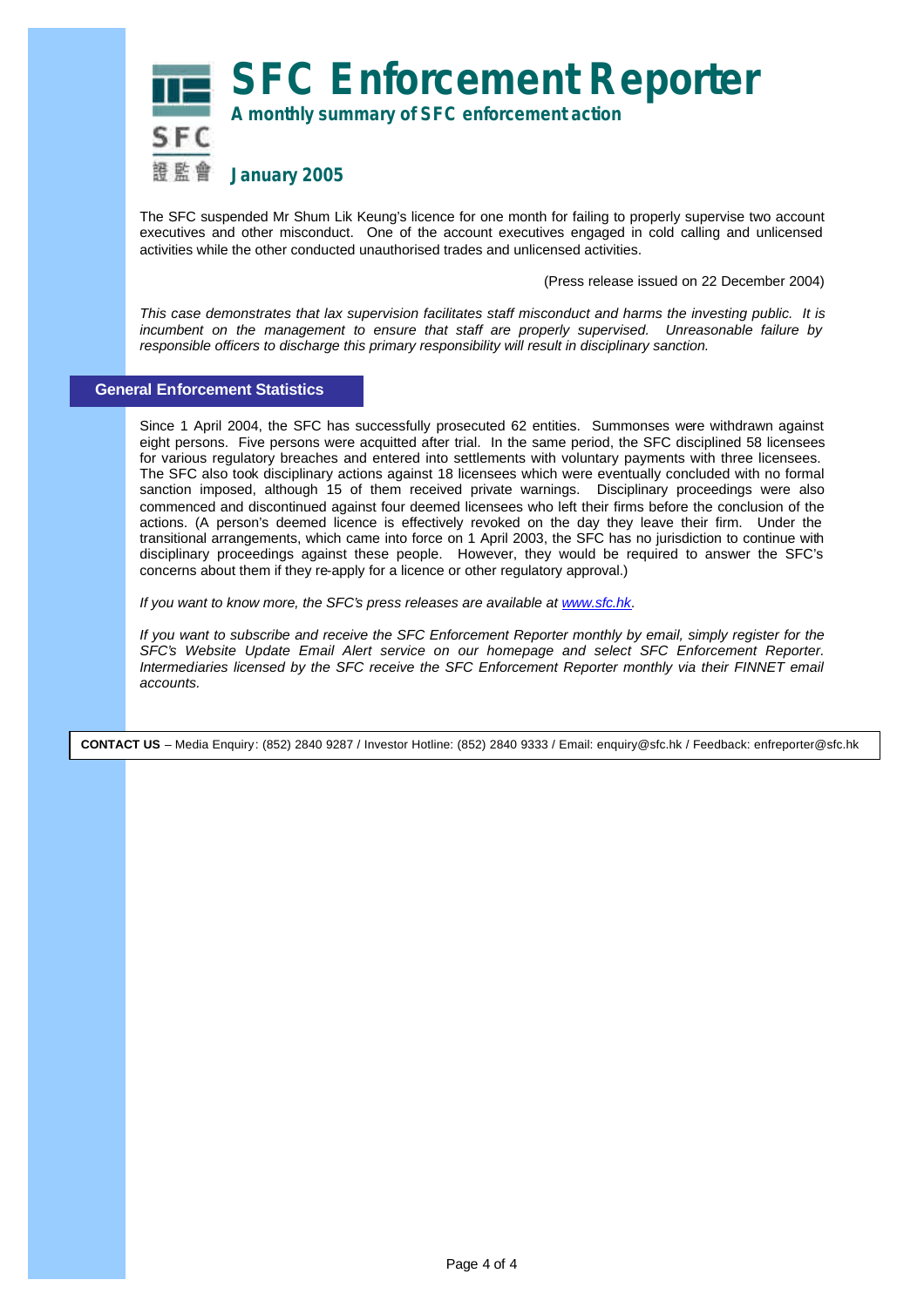# SFC Enforcement Reporter

**A monthly summary of SFC enforcement action**

**January 2005**

The SFC suspended Mr Shum Lik Keung's licence for one month for failing to properly supervise two account executives and other misconduct. One of the account executives engaged in cold calling and unlicensed activities while the other conducted unauthorised trades and unlicensed activities.

(Press release issued on 22 December 2004)

*This case demonstrates that lax supervision facilitates staff misconduct and harms the investing public. It is incumbent on the management to ensure that staff are properly supervised. Unreasonable failure by responsible officers to discharge this primary responsibility will result in disciplinary sanction.*

## General Enforcement Statistics

Since 1 April 2004, the SFC has successfully prosecuted 62 entities. Summonses were withdrawn against eight persons. Five persons were acquitted after trial. In the same period, the SFC disciplined 58 licensees for various regulatory breaches and entered into settlements with voluntary payments with three licensees. The SFC also took disciplinary actions against 18 licensees which were eventually concluded with no formal sanction imposed, although 15 of them received private warnings. Disciplinary proceedings were also commenced and discontinued against four deemed licensees who left their firms before the conclusion of the actions. (A person's deemed licence is effectively revoked on the day they leave their firm. Under the transitional arrangements, which came into force on 1 April 2003, the SFC has no jurisdiction to continue with disciplinary proceedings against these people. However, they would be required to answer the SFC's concerns about them if they re-apply for a licence or other regulatory approval.)

*If you want to know more, the SFC's press releases are available at www.sfc.hk.*

*If you want to subscribe and receive the SFC Enforcement Reporter monthly by email, simply register for the SFC's Website Update Email Alert service on our homepage and select SFC Enforcement Reporter. Intermediaries licensed by the SFC receive the SFC Enforcement Reporter monthly via their FINNET email accounts.*

**CONTACT US** – Media Enquiry: (852) 2840 9287 / Investor Hotline: (852) 2840 9333 / Email: enquiry@sfc.hk / Feedback: enfreporter@sfc.hk